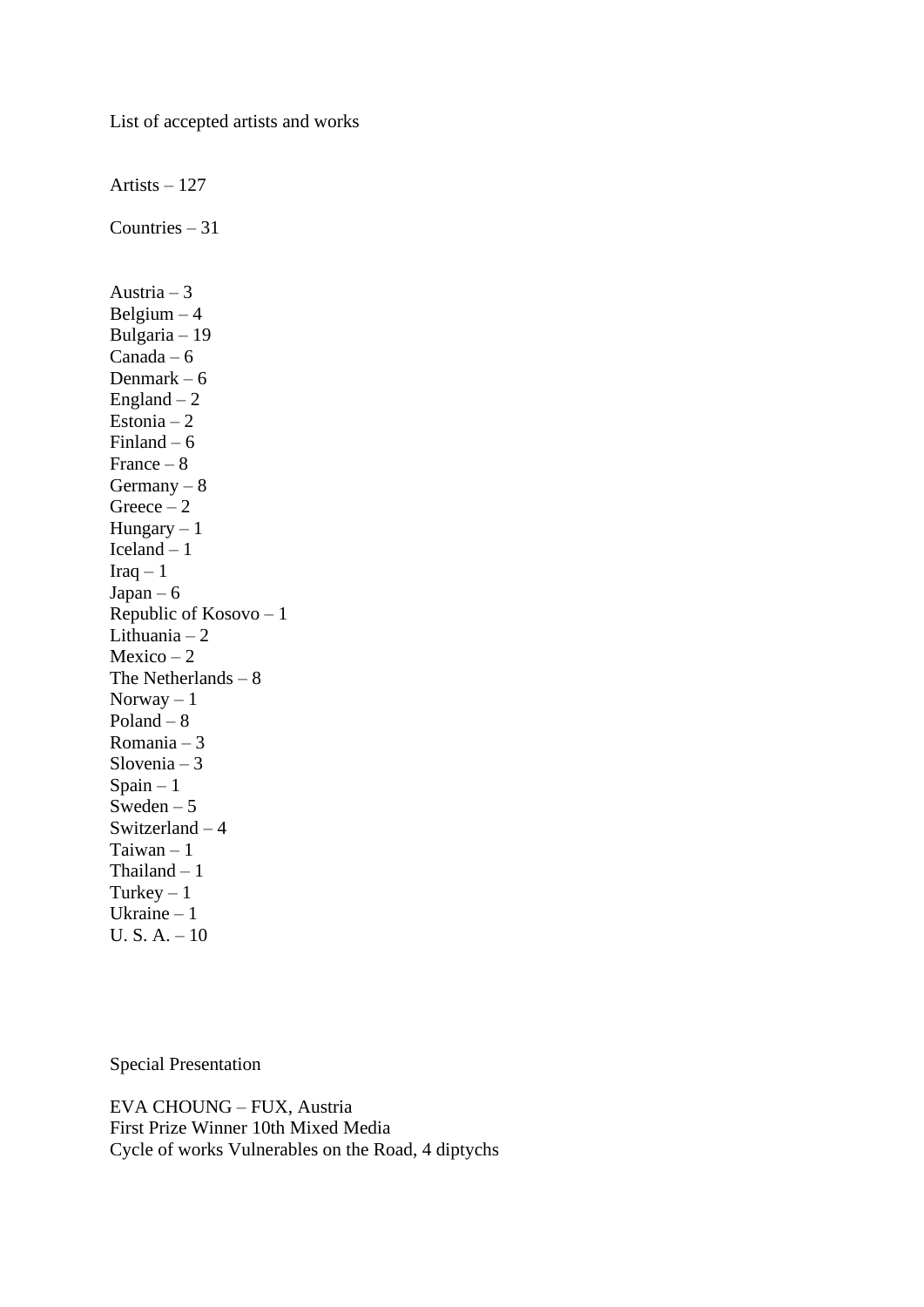List of accepted artists and works

Artists – 127

Countries – 31

Austria – 3
Belgium – 4
Bulgaria – 19
Canada – 6
Denmark – 6
England – 2
Estonia – 2
Finland – 6
France – 8
Germany – 8
Greece – 2
Hungary – 1
Iceland – 1
Iraq – 1
Japan – 6
Republic of Kosovo – 1
Lithuania – 2
Mexico – 2
The Netherlands – 8
Norway – 1
Poland – 8
Romania – 3
Slovenia – 3
Spain – 1
Sweden – 5
Switzerland – 4
Taiwan – 1
Thailand – 1
Turkey – 1
Ukraine – 1
U. S. A. – 10

Special Presentation

EVA CHOUNG – FUX, Austria
First Prize Winner 10th Mixed Media
Cycle of works Vulnerables on the Road, 4 diptychs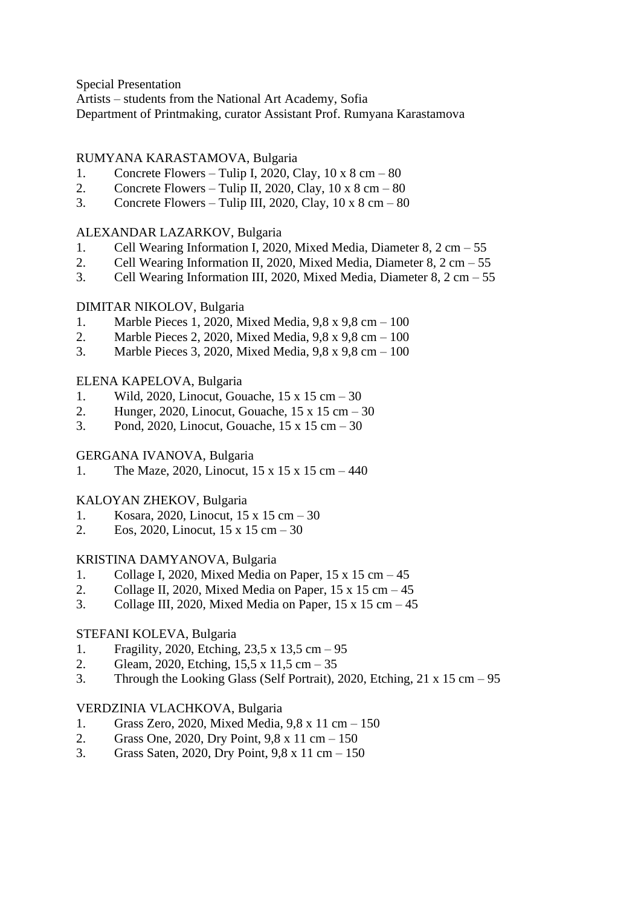Special Presentation
Artists – students from the National Art Academy, Sofia
Department of Printmaking, curator Assistant Prof. Rumyana Karastamova

RUMYANA KARASTAMOVA, Bulgaria

1. Concrete Flowers – Tulip I, 2020, Clay, 10 x 8 cm – 80
2. Concrete Flowers – Tulip II, 2020, Clay, 10 x 8 cm – 80
3. Concrete Flowers – Tulip III, 2020, Clay, 10 x 8 cm – 80

ALEXANDAR LAZARKOV, Bulgaria

1. Cell Wearing Information I, 2020, Mixed Media, Diameter 8, 2 cm – 55
2. Cell Wearing Information II, 2020, Mixed Media, Diameter 8, 2 cm – 55
3. Cell Wearing Information III, 2020, Mixed Media, Diameter 8, 2 cm – 55

DIMITAR NIKOLOV, Bulgaria

1. Marble Pieces 1, 2020, Mixed Media, 9,8 x 9,8 cm – 100
2. Marble Pieces 2, 2020, Mixed Media, 9,8 x 9,8 cm – 100
3. Marble Pieces 3, 2020, Mixed Media, 9,8 x 9,8 cm – 100

ELENA KAPELOVA, Bulgaria

1. Wild, 2020, Linocut, Gouache, 15 x 15 cm – 30
2. Hunger, 2020, Linocut, Gouache, 15 x 15 cm – 30
3. Pond, 2020, Linocut, Gouache, 15 x 15 cm – 30

GERGANA IVANOVA, Bulgaria

1. The Maze, 2020, Linocut, 15 x 15 x 15 cm – 440

KALOYAN ZHEKOV, Bulgaria

1. Kosara, 2020, Linocut, 15 x 15 cm – 30
2. Eos, 2020, Linocut, 15 x 15 cm – 30

KRISTINA DAMYANOVA, Bulgaria

1. Collage I, 2020, Mixed Media on Paper, 15 x 15 cm – 45
2. Collage II, 2020, Mixed Media on Paper, 15 x 15 cm – 45
3. Collage III, 2020, Mixed Media on Paper, 15 x 15 cm – 45

STEFANI KOLEVA, Bulgaria

1. Fragility, 2020, Etching, 23,5 x 13,5 cm – 95
2. Gleam, 2020, Etching, 15,5 x 11,5 cm – 35
3. Through the Looking Glass (Self Portrait), 2020, Etching, 21 x 15 cm – 95

VERDZINIA VLACHKOVA, Bulgaria

1. Grass Zero, 2020, Mixed Media, 9,8 x 11 cm – 150
2. Grass One, 2020, Dry Point, 9,8 x 11 cm – 150
3. Grass Saten, 2020, Dry Point, 9,8 x 11 cm – 150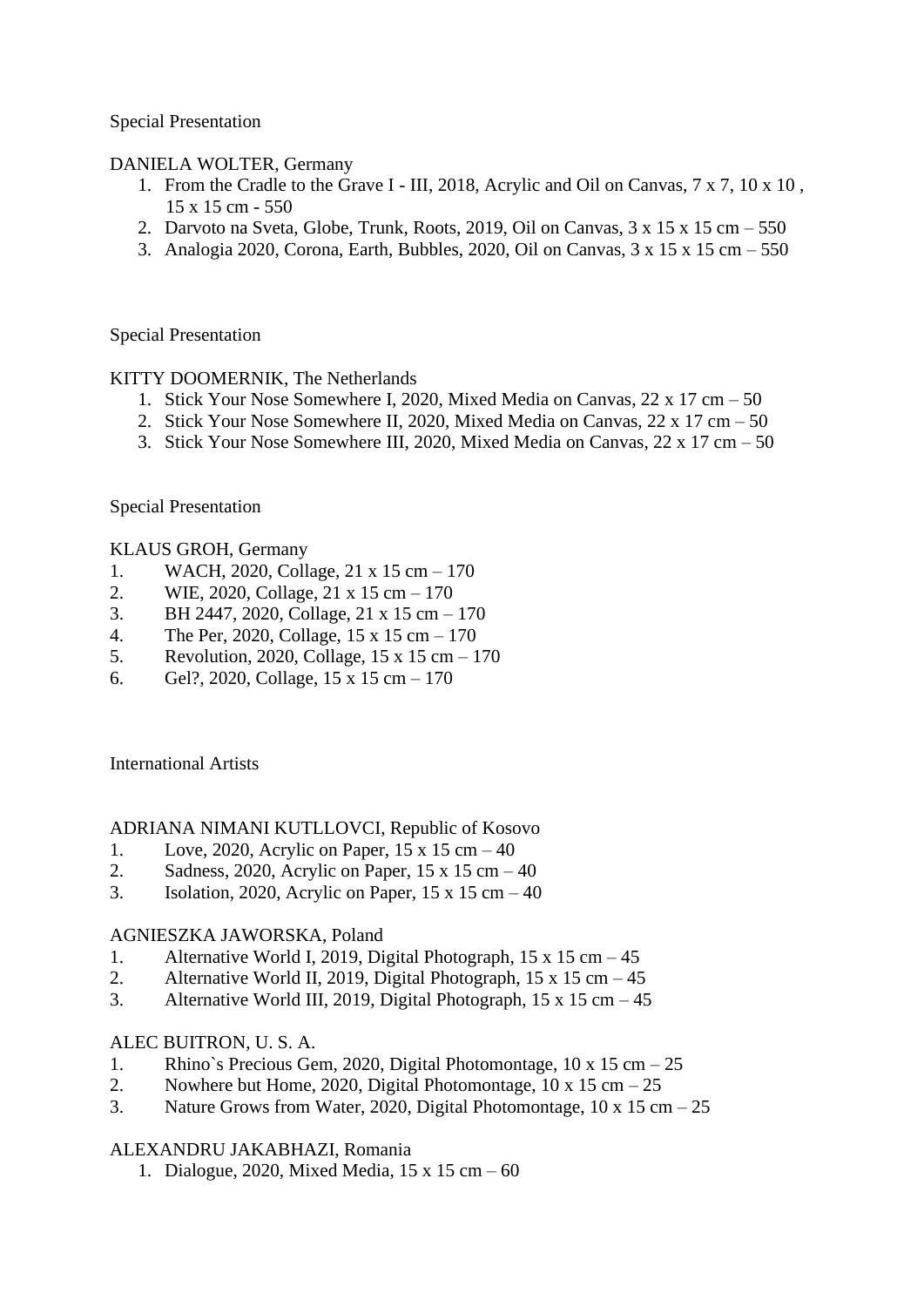Special Presentation

DANIELA WOLTER, Germany

1. From the Cradle to the Grave I - III, 2018, Acrylic and Oil on Canvas, 7 x 7, 10 x 10 , 15 x 15 cm - 550
2. Darvoto na Sveta, Globe, Trunk, Roots, 2019, Oil on Canvas, 3 x 15 x 15 cm – 550
3. Analogia 2020, Corona, Earth, Bubbles, 2020, Oil on Canvas, 3 x 15 x 15 cm – 550

Special Presentation

KITTY DOOMERNIK, The Netherlands

1. Stick Your Nose Somewhere I, 2020, Mixed Media on Canvas, 22 x 17 cm – 50
2. Stick Your Nose Somewhere II, 2020, Mixed Media on Canvas, 22 x 17 cm – 50
3. Stick Your Nose Somewhere III, 2020, Mixed Media on Canvas, 22 x 17 cm – 50

Special Presentation

KLAUS GROH, Germany

1. WACH, 2020, Collage, 21 x 15 cm – 170
2. WIE, 2020, Collage, 21 x 15 cm – 170
3. BH 2447, 2020, Collage, 21 x 15 cm – 170
4. The Per, 2020, Collage, 15 x 15 cm – 170
5. Revolution, 2020, Collage, 15 x 15 cm – 170
6. Gel?, 2020, Collage, 15 x 15 cm – 170

International Artists

ADRIANA NIMANI KUTLLOVCI, Republic of Kosovo

1. Love, 2020, Acrylic on Paper, 15 x 15 cm – 40
2. Sadness, 2020, Acrylic on Paper, 15 x 15 cm – 40
3. Isolation, 2020, Acrylic on Paper, 15 x 15 cm – 40

AGNIESZKA JAWORSKA, Poland

1. Alternative World I, 2019, Digital Photograph, 15 x 15 cm – 45
2. Alternative World II, 2019, Digital Photograph, 15 x 15 cm – 45
3. Alternative World III, 2019, Digital Photograph, 15 x 15 cm – 45

ALEC BUITRON, U. S. A.

1. Rhino`s Precious Gem, 2020, Digital Photomontage, 10 x 15 cm – 25
2. Nowhere but Home, 2020, Digital Photomontage, 10 x 15 cm – 25
3. Nature Grows from Water, 2020, Digital Photomontage, 10 x 15 cm – 25

ALEXANDRU JAKABHAZI, Romania

1. Dialogue, 2020, Mixed Media, 15 x 15 cm – 60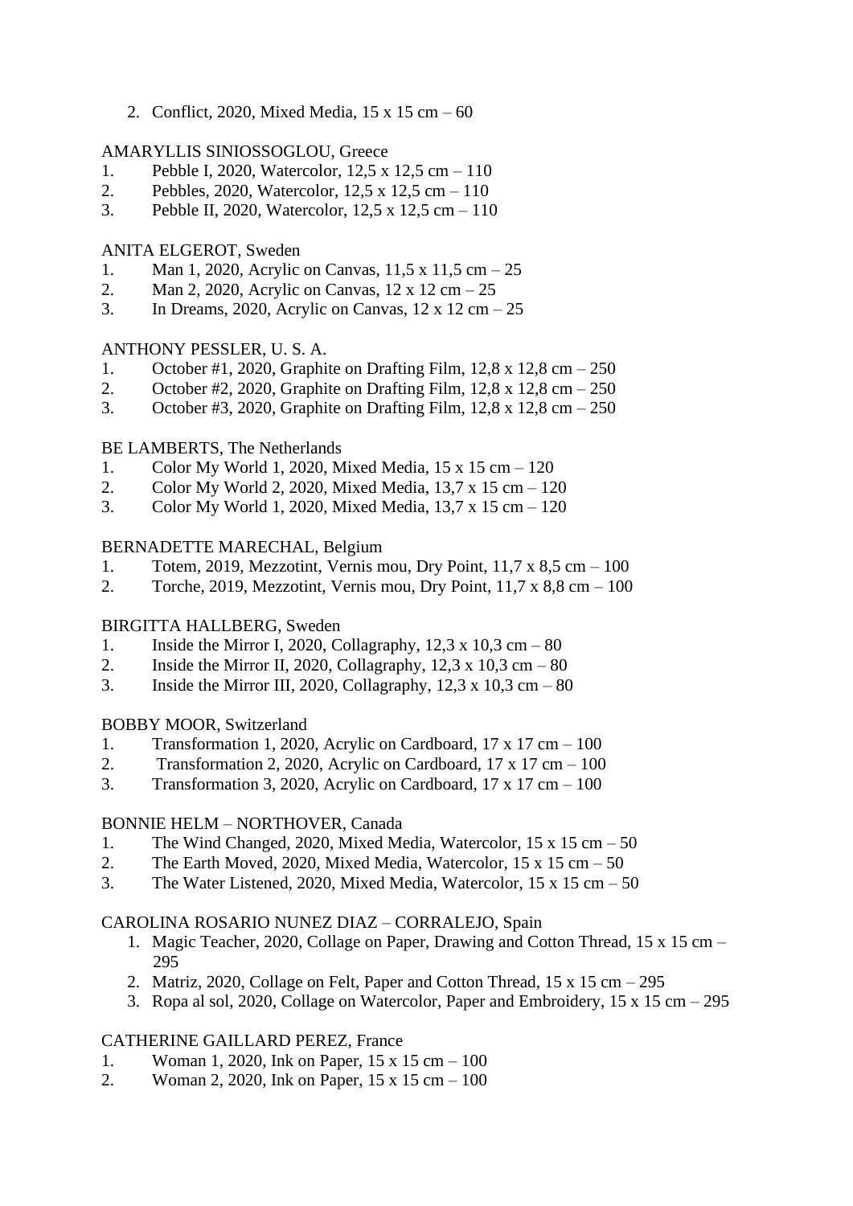2. Conflict, 2020, Mixed Media, 15 x 15 cm – 60

AMARYLLIS SINIOSSOGLOU, Greece
1. Pebble I, 2020, Watercolor, 12,5 x 12,5 cm – 110
2. Pebbles, 2020, Watercolor, 12,5 x 12,5 cm – 110
3. Pebble II, 2020, Watercolor, 12,5 x 12,5 cm – 110

ANITA ELGEROT, Sweden
1. Man 1, 2020, Acrylic on Canvas, 11,5 x 11,5 cm – 25
2. Man 2, 2020, Acrylic on Canvas, 12 x 12 cm – 25
3. In Dreams, 2020, Acrylic on Canvas, 12 x 12 cm – 25

ANTHONY PESSLER, U. S. A.
1. October #1, 2020, Graphite on Drafting Film, 12,8 x 12,8 cm – 250
2. October #2, 2020, Graphite on Drafting Film, 12,8 x 12,8 cm – 250
3. October #3, 2020, Graphite on Drafting Film, 12,8 x 12,8 cm – 250

BE LAMBERTS, The Netherlands
1. Color My World 1, 2020, Mixed Media, 15 x 15 cm – 120
2. Color My World 2, 2020, Mixed Media, 13,7 x 15 cm – 120
3. Color My World 1, 2020, Mixed Media, 13,7 x 15 cm – 120

BERNADETTE MARECHAL, Belgium
1. Totem, 2019, Mezzotint, Vernis mou, Dry Point, 11,7 x 8,5 cm – 100
2. Torche, 2019, Mezzotint, Vernis mou, Dry Point, 11,7 x 8,8 cm – 100

BIRGITTA HALLBERG, Sweden
1. Inside the Mirror I, 2020, Collagraphy, 12,3 x 10,3 cm – 80
2. Inside the Mirror II, 2020, Collagraphy, 12,3 x 10,3 cm – 80
3. Inside the Mirror III, 2020, Collagraphy, 12,3 x 10,3 cm – 80

BOBBY MOOR, Switzerland
1. Transformation 1, 2020, Acrylic on Cardboard, 17 x 17 cm – 100
2. Transformation 2, 2020, Acrylic on Cardboard, 17 x 17 cm – 100
3. Transformation 3, 2020, Acrylic on Cardboard, 17 x 17 cm – 100

BONNIE HELM – NORTHOVER, Canada
1. The Wind Changed, 2020, Mixed Media, Watercolor, 15 x 15 cm – 50
2. The Earth Moved, 2020, Mixed Media, Watercolor, 15 x 15 cm – 50
3. The Water Listened, 2020, Mixed Media, Watercolor, 15 x 15 cm – 50

CAROLINA ROSARIO NUNEZ DIAZ – CORRALEJO, Spain
1. Magic Teacher, 2020, Collage on Paper, Drawing and Cotton Thread, 15 x 15 cm – 295
2. Matriz, 2020, Collage on Felt, Paper and Cotton Thread, 15 x 15 cm – 295
3. Ropa al sol, 2020, Collage on Watercolor, Paper and Embroidery, 15 x 15 cm – 295

CATHERINE GAILLARD PEREZ, France
1. Woman 1, 2020, Ink on Paper, 15 x 15 cm – 100
2. Woman 2, 2020, Ink on Paper, 15 x 15 cm – 100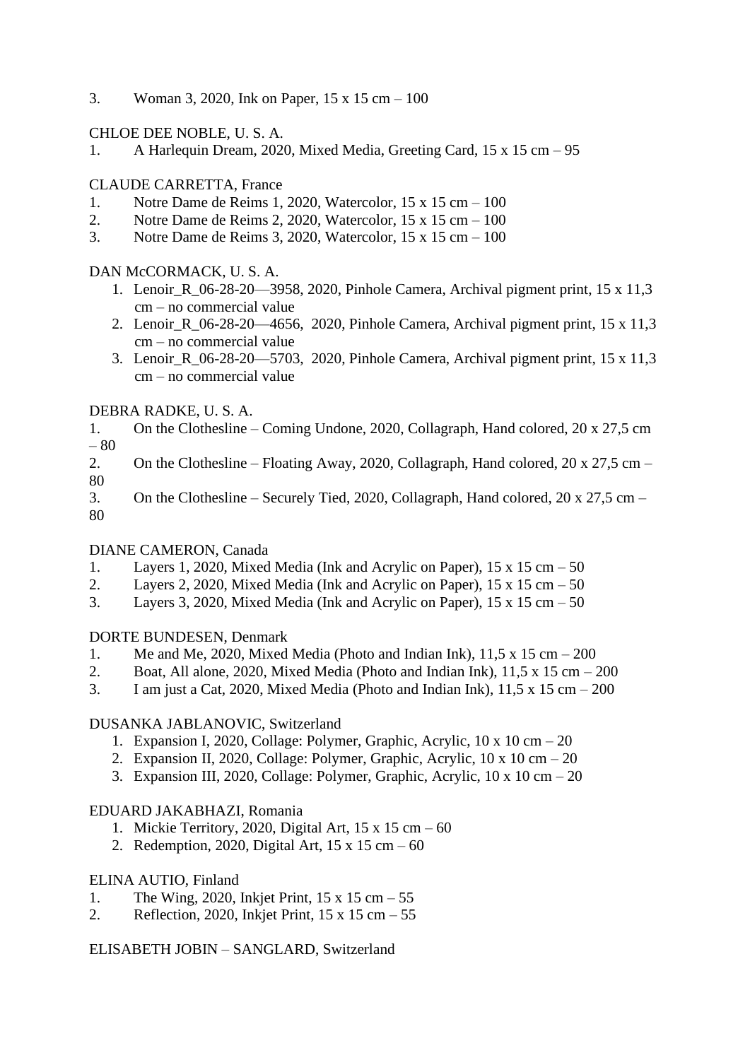3. Woman 3, 2020, Ink on Paper, 15 x 15 cm – 100

CHLOE DEE NOBLE, U. S. A.

1. A Harlequin Dream, 2020, Mixed Media, Greeting Card, 15 x 15 cm – 95

CLAUDE CARRETTA, France

1. Notre Dame de Reims 1, 2020, Watercolor, 15 x 15 cm – 100
2. Notre Dame de Reims 2, 2020, Watercolor, 15 x 15 cm – 100
3. Notre Dame de Reims 3, 2020, Watercolor, 15 x 15 cm – 100

DAN McCORMACK, U. S. A.

1. Lenoir_R_06-28-20—3958, 2020, Pinhole Camera, Archival pigment print, 15 x 11,3 cm – no commercial value
2. Lenoir_R_06-28-20—4656, 2020, Pinhole Camera, Archival pigment print, 15 x 11,3 cm – no commercial value
3. Lenoir_R_06-28-20—5703, 2020, Pinhole Camera, Archival pigment print, 15 x 11,3 cm – no commercial value

DEBRA RADKE, U. S. A.

1. On the Clothesline – Coming Undone, 2020, Collagraph, Hand colored, 20 x 27,5 cm – 80
2. On the Clothesline – Floating Away, 2020, Collagraph, Hand colored, 20 x 27,5 cm – 80
3. On the Clothesline – Securely Tied, 2020, Collagraph, Hand colored, 20 x 27,5 cm – 80

DIANE CAMERON, Canada

1. Layers 1, 2020, Mixed Media (Ink and Acrylic on Paper), 15 x 15 cm – 50
2. Layers 2, 2020, Mixed Media (Ink and Acrylic on Paper), 15 x 15 cm – 50
3. Layers 3, 2020, Mixed Media (Ink and Acrylic on Paper), 15 x 15 cm – 50

DORTE BUNDESEN, Denmark

1. Me and Me, 2020, Mixed Media (Photo and Indian Ink), 11,5 x 15 cm – 200
2. Boat, All alone, 2020, Mixed Media (Photo and Indian Ink), 11,5 x 15 cm – 200
3. I am just a Cat, 2020, Mixed Media (Photo and Indian Ink), 11,5 x 15 cm – 200

DUSANKA JABLANOVIC, Switzerland

1. Expansion I, 2020, Collage: Polymer, Graphic, Acrylic, 10 x 10 cm – 20
2. Expansion II, 2020, Collage: Polymer, Graphic, Acrylic, 10 x 10 cm – 20
3. Expansion III, 2020, Collage: Polymer, Graphic, Acrylic, 10 x 10 cm – 20

EDUARD JAKABHAZI, Romania

1. Mickie Territory, 2020, Digital Art, 15 x 15 cm – 60
2. Redemption, 2020, Digital Art, 15 x 15 cm – 60

ELINA AUTIO, Finland

1. The Wing, 2020, Inkjet Print, 15 x 15 cm – 55
2. Reflection, 2020, Inkjet Print, 15 x 15 cm – 55

ELISABETH JOBIN – SANGLARD, Switzerland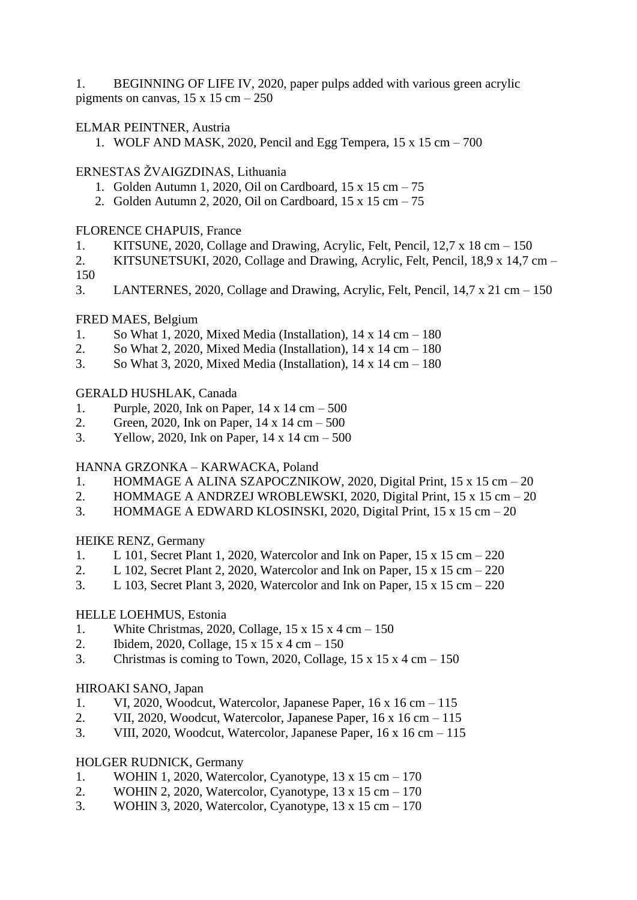1. BEGINNING OF LIFE IV, 2020, paper pulps added with various green acrylic pigments on canvas, 15 x 15 cm – 250

ELMAR PEINTNER, Austria

1. WOLF AND MASK, 2020, Pencil and Egg Tempera, 15 x 15 cm – 700

ERNESTAS ŽVAIGZDINAS, Lithuania

1. Golden Autumn 1, 2020, Oil on Cardboard, 15 x 15 cm – 75
2. Golden Autumn 2, 2020, Oil on Cardboard, 15 x 15 cm – 75

FLORENCE CHAPUIS, France

1. KITSUNE, 2020, Collage and Drawing, Acrylic, Felt, Pencil, 12,7 x 18 cm – 150
2. KITSUNETSUKI, 2020, Collage and Drawing, Acrylic, Felt, Pencil, 18,9 x 14,7 cm – 150
3. LANTERNES, 2020, Collage and Drawing, Acrylic, Felt, Pencil, 14,7 x 21 cm – 150

FRED MAES, Belgium

1. So What 1, 2020, Mixed Media (Installation), 14 x 14 cm – 180
2. So What 2, 2020, Mixed Media (Installation), 14 x 14 cm – 180
3. So What 3, 2020, Mixed Media (Installation), 14 x 14 cm – 180

GERALD HUSHLAK, Canada

1. Purple, 2020, Ink on Paper, 14 x 14 cm – 500
2. Green, 2020, Ink on Paper, 14 x 14 cm – 500
3. Yellow, 2020, Ink on Paper, 14 x 14 cm – 500

HANNA GRZONKA – KARWACKA, Poland

1. HOMMAGE A ALINA SZAPOCZNIKOW, 2020, Digital Print, 15 x 15 cm – 20
2. HOMMAGE A ANDRZEJ WROBLEWSKI, 2020, Digital Print, 15 x 15 cm – 20
3. HOMMAGE A EDWARD KLOSINSKI, 2020, Digital Print, 15 x 15 cm – 20

HEIKE RENZ, Germany

1. L 101, Secret Plant 1, 2020, Watercolor and Ink on Paper, 15 x 15 cm – 220
2. L 102, Secret Plant 2, 2020, Watercolor and Ink on Paper, 15 x 15 cm – 220
3. L 103, Secret Plant 3, 2020, Watercolor and Ink on Paper, 15 x 15 cm – 220

HELLE LOEHMUS, Estonia

1. White Christmas, 2020, Collage, 15 x 15 x 4 cm – 150
2. Ibidem, 2020, Collage, 15 x 15 x 4 cm – 150
3. Christmas is coming to Town, 2020, Collage, 15 x 15 x 4 cm – 150

HIROAKI SANO, Japan

1. VI, 2020, Woodcut, Watercolor, Japanese Paper, 16 x 16 cm – 115
2. VII, 2020, Woodcut, Watercolor, Japanese Paper, 16 x 16 cm – 115
3. VIII, 2020, Woodcut, Watercolor, Japanese Paper, 16 x 16 cm – 115

HOLGER RUDNICK, Germany

1. WOHIN 1, 2020, Watercolor, Cyanotype, 13 x 15 cm – 170
2. WOHIN 2, 2020, Watercolor, Cyanotype, 13 x 15 cm – 170
3. WOHIN 3, 2020, Watercolor, Cyanotype, 13 x 15 cm – 170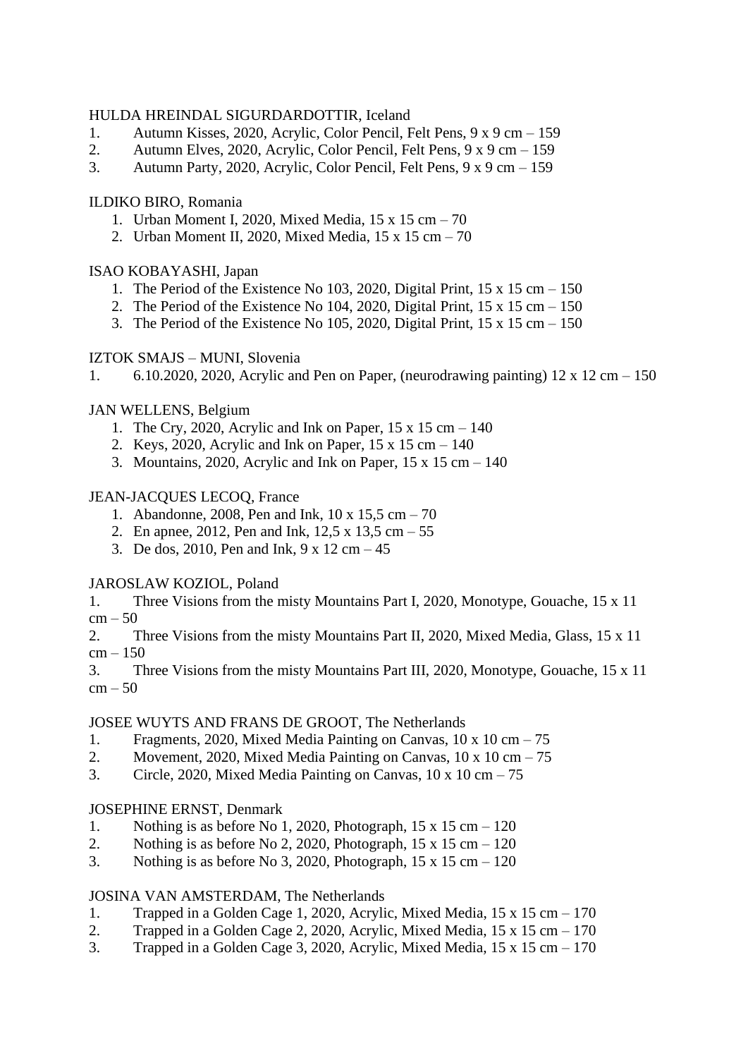HULDA HREINDAL SIGURDARDOTTIR, Iceland

1. Autumn Kisses, 2020, Acrylic, Color Pencil, Felt Pens, 9 x 9 cm – 159
2. Autumn Elves, 2020, Acrylic, Color Pencil, Felt Pens, 9 x 9 cm – 159
3. Autumn Party, 2020, Acrylic, Color Pencil, Felt Pens, 9 x 9 cm – 159

ILDIKO BIRO, Romania

1. Urban Moment I, 2020, Mixed Media, 15 x 15 cm – 70
2. Urban Moment II, 2020, Mixed Media, 15 x 15 cm – 70

ISAO KOBAYASHI, Japan

1. The Period of the Existence No 103, 2020, Digital Print, 15 x 15 cm – 150
2. The Period of the Existence No 104, 2020, Digital Print, 15 x 15 cm – 150
3. The Period of the Existence No 105, 2020, Digital Print, 15 x 15 cm – 150

IZTOK SMAJS – MUNI, Slovenia

1. 6.10.2020, 2020, Acrylic and Pen on Paper, (neurodrawing painting) 12 x 12 cm – 150

JAN WELLENS, Belgium

1. The Cry, 2020, Acrylic and Ink on Paper, 15 x 15 cm – 140
2. Keys, 2020, Acrylic and Ink on Paper, 15 x 15 cm – 140
3. Mountains, 2020, Acrylic and Ink on Paper, 15 x 15 cm – 140

JEAN-JACQUES LECOQ, France

1. Abandonne, 2008, Pen and Ink, 10 x 15,5 cm – 70
2. En apnee, 2012, Pen and Ink, 12,5 x 13,5 cm – 55
3. De dos, 2010, Pen and Ink, 9 x 12 cm – 45

JAROSLAW KOZIOL, Poland

1. Three Visions from the misty Mountains Part I, 2020, Monotype, Gouache, 15 x 11 cm – 50
2. Three Visions from the misty Mountains Part II, 2020, Mixed Media, Glass, 15 x 11 cm – 150
3. Three Visions from the misty Mountains Part III, 2020, Monotype, Gouache, 15 x 11 cm – 50

JOSEE WUYTS AND FRANS DE GROOT, The Netherlands

1. Fragments, 2020, Mixed Media Painting on Canvas, 10 x 10 cm – 75
2. Movement, 2020, Mixed Media Painting on Canvas, 10 x 10 cm – 75
3. Circle, 2020, Mixed Media Painting on Canvas, 10 x 10 cm – 75

JOSEPHINE ERNST, Denmark

1. Nothing is as before No 1, 2020, Photograph, 15 x 15 cm – 120
2. Nothing is as before No 2, 2020, Photograph, 15 x 15 cm – 120
3. Nothing is as before No 3, 2020, Photograph, 15 x 15 cm – 120

JOSINA VAN AMSTERDAM, The Netherlands

1. Trapped in a Golden Cage 1, 2020, Acrylic, Mixed Media, 15 x 15 cm – 170
2. Trapped in a Golden Cage 2, 2020, Acrylic, Mixed Media, 15 x 15 cm – 170
3. Trapped in a Golden Cage 3, 2020, Acrylic, Mixed Media, 15 x 15 cm – 170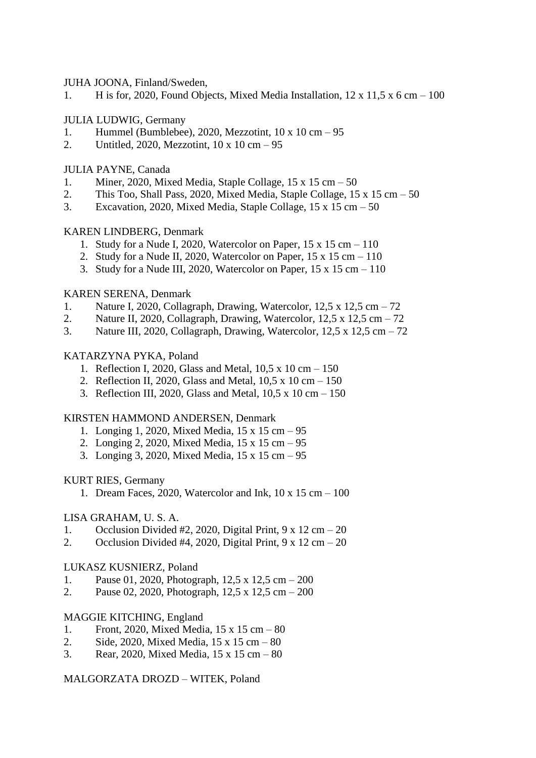JUHA JOONA, Finland/Sweden,

1. H is for, 2020, Found Objects, Mixed Media Installation, 12 x 11,5 x 6 cm – 100

JULIA LUDWIG, Germany

1. Hummel (Bumblebee), 2020, Mezzotint, 10 x 10 cm – 95
2. Untitled, 2020, Mezzotint, 10 x 10 cm – 95

JULIA PAYNE, Canada

1. Miner, 2020, Mixed Media, Staple Collage, 15 x 15 cm – 50
2. This Too, Shall Pass, 2020, Mixed Media, Staple Collage, 15 x 15 cm – 50
3. Excavation, 2020, Mixed Media, Staple Collage, 15 x 15 cm – 50

KAREN LINDBERG, Denmark

1. Study for a Nude I, 2020, Watercolor on Paper, 15 x 15 cm – 110
2. Study for a Nude II, 2020, Watercolor on Paper, 15 x 15 cm – 110
3. Study for a Nude III, 2020, Watercolor on Paper, 15 x 15 cm – 110

KAREN SERENA, Denmark

1. Nature I, 2020, Collagraph, Drawing, Watercolor, 12,5 x 12,5 cm – 72
2. Nature II, 2020, Collagraph, Drawing, Watercolor, 12,5 x 12,5 cm – 72
3. Nature III, 2020, Collagraph, Drawing, Watercolor, 12,5 x 12,5 cm – 72

KATARZYNA PYKA, Poland

1. Reflection I, 2020, Glass and Metal, 10,5 x 10 cm – 150
2. Reflection II, 2020, Glass and Metal, 10,5 x 10 cm – 150
3. Reflection III, 2020, Glass and Metal, 10,5 x 10 cm – 150

KIRSTEN HAMMOND ANDERSEN, Denmark

1. Longing 1, 2020, Mixed Media, 15 x 15 cm – 95
2. Longing 2, 2020, Mixed Media, 15 x 15 cm – 95
3. Longing 3, 2020, Mixed Media, 15 x 15 cm – 95

KURT RIES, Germany

1. Dream Faces, 2020, Watercolor and Ink, 10 x 15 cm – 100

LISA GRAHAM, U. S. A.

1. Occlusion Divided #2, 2020, Digital Print, 9 x 12 cm – 20
2. Occlusion Divided #4, 2020, Digital Print, 9 x 12 cm – 20

LUKASZ KUSNIERZ, Poland

1. Pause 01, 2020, Photograph, 12,5 x 12,5 cm – 200
2. Pause 02, 2020, Photograph, 12,5 x 12,5 cm – 200

MAGGIE KITCHING, England

1. Front, 2020, Mixed Media, 15 x 15 cm – 80
2. Side, 2020, Mixed Media, 15 x 15 cm – 80
3. Rear, 2020, Mixed Media, 15 x 15 cm – 80

MALGORZATA DROZD – WITEK, Poland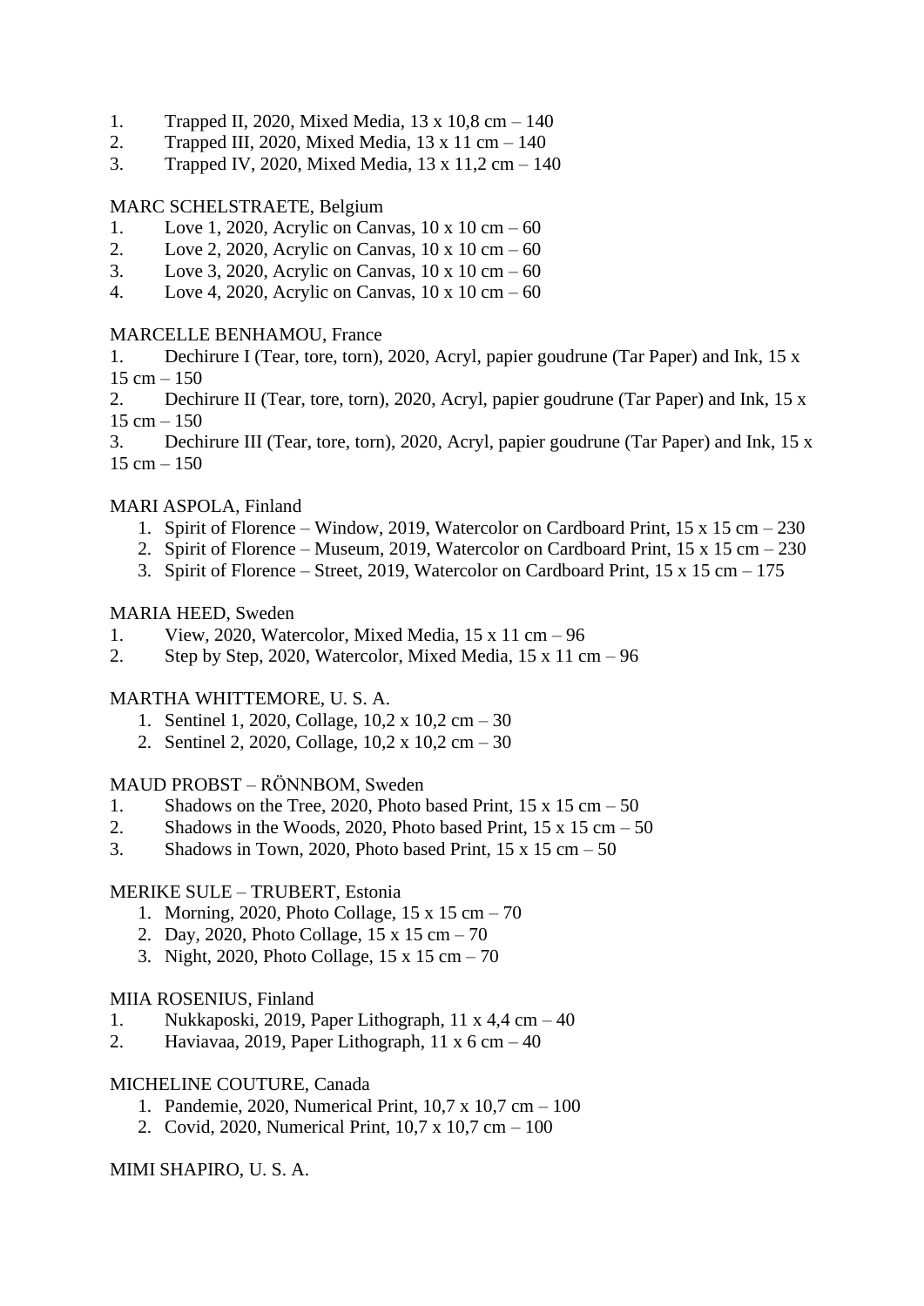1. Trapped II, 2020, Mixed Media, 13 x 10,8 cm – 140
2. Trapped III, 2020, Mixed Media, 13 x 11 cm – 140
3. Trapped IV, 2020, Mixed Media, 13 x 11,2 cm – 140

MARC SCHELSTRAETE, Belgium

1. Love 1, 2020, Acrylic on Canvas, 10 x 10 cm – 60
2. Love 2, 2020, Acrylic on Canvas, 10 x 10 cm – 60
3. Love 3, 2020, Acrylic on Canvas, 10 x 10 cm – 60
4. Love 4, 2020, Acrylic on Canvas, 10 x 10 cm – 60

MARCELLE BENHAMOU, France

1. Dechirure I (Tear, tore, torn), 2020, Acryl, papier goudrune (Tar Paper) and Ink, 15 x 15 cm – 150
2. Dechirure II (Tear, tore, torn), 2020, Acryl, papier goudrune (Tar Paper) and Ink, 15 x 15 cm – 150
3. Dechirure III (Tear, tore, torn), 2020, Acryl, papier goudrune (Tar Paper) and Ink, 15 x 15 cm – 150

MARI ASPOLA, Finland

1. Spirit of Florence – Window, 2019, Watercolor on Cardboard Print, 15 x 15 cm – 230
2. Spirit of Florence – Museum, 2019, Watercolor on Cardboard Print, 15 x 15 cm – 230
3. Spirit of Florence – Street, 2019, Watercolor on Cardboard Print, 15 x 15 cm – 175

MARIA HEED, Sweden

1. View, 2020, Watercolor, Mixed Media, 15 x 11 cm – 96
2. Step by Step, 2020, Watercolor, Mixed Media, 15 x 11 cm – 96

MARTHA WHITTEMORE, U. S. A.

1. Sentinel 1, 2020, Collage, 10,2 x 10,2 cm – 30
2. Sentinel 2, 2020, Collage, 10,2 x 10,2 cm – 30

MAUD PROBST – RÖNNBOM, Sweden

1. Shadows on the Tree, 2020, Photo based Print, 15 x 15 cm – 50
2. Shadows in the Woods, 2020, Photo based Print, 15 x 15 cm – 50
3. Shadows in Town, 2020, Photo based Print, 15 x 15 cm – 50

MERIKE SULE – TRUBERT, Estonia

1. Morning, 2020, Photo Collage, 15 x 15 cm – 70
2. Day, 2020, Photo Collage, 15 x 15 cm – 70
3. Night, 2020, Photo Collage, 15 x 15 cm – 70

MIIA ROSENIUS, Finland

1. Nukkaposki, 2019, Paper Lithograph, 11 x 4,4 cm – 40
2. Haviavaa, 2019, Paper Lithograph, 11 x 6 cm – 40

MICHELINE COUTURE, Canada

1. Pandemie, 2020, Numerical Print, 10,7 x 10,7 cm – 100
2. Covid, 2020, Numerical Print, 10,7 x 10,7 cm – 100

MIMI SHAPIRO, U. S. A.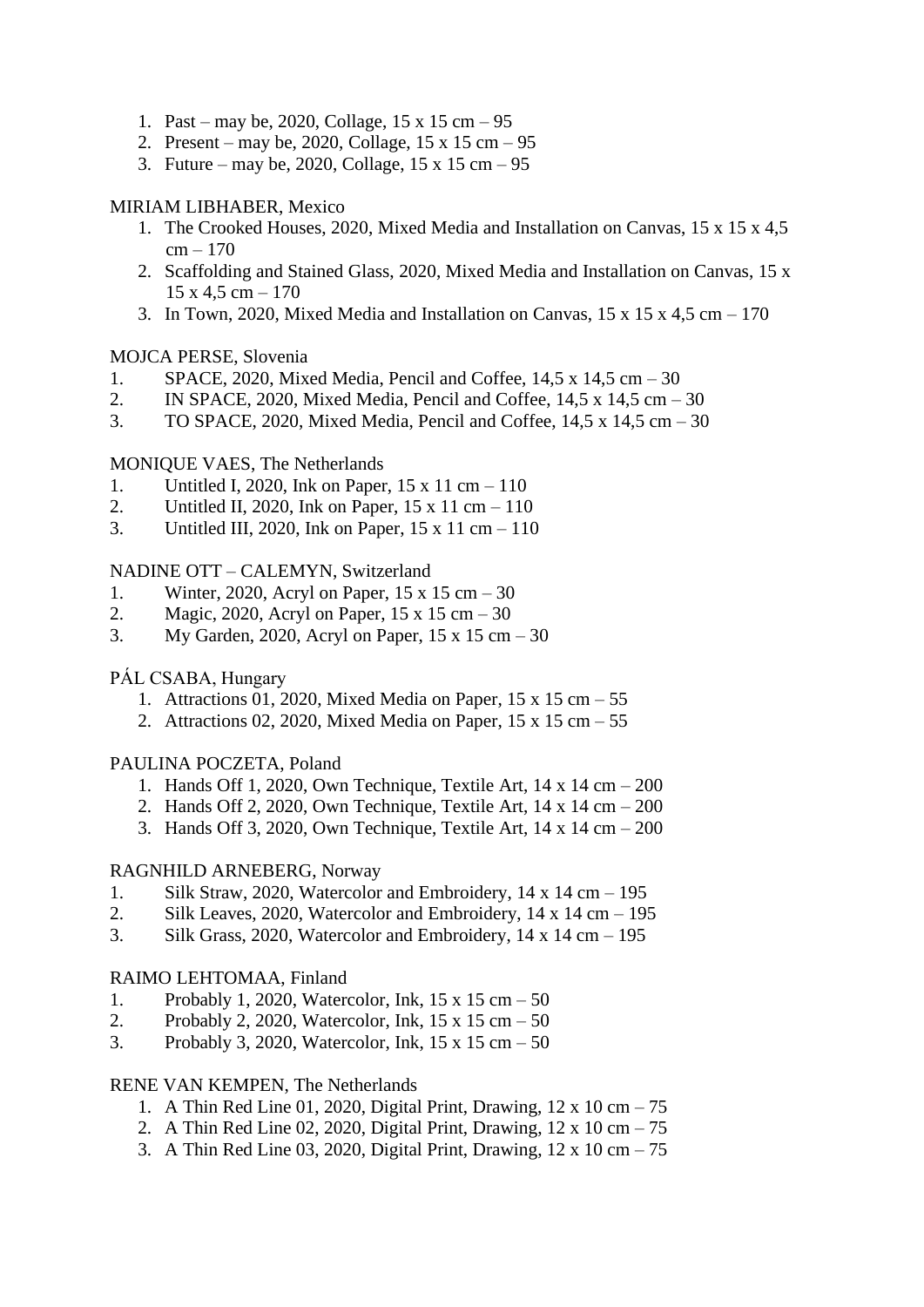1. Past – may be, 2020, Collage, 15 x 15 cm – 95
2. Present – may be, 2020, Collage, 15 x 15 cm – 95
3. Future – may be, 2020, Collage, 15 x 15 cm – 95

MIRIAM LIBHABER, Mexico

1. The Crooked Houses, 2020, Mixed Media and Installation on Canvas, 15 x 15 x 4,5 cm – 170
2. Scaffolding and Stained Glass, 2020, Mixed Media and Installation on Canvas, 15 x 15 x 4,5 cm – 170
3. In Town, 2020, Mixed Media and Installation on Canvas, 15 x 15 x 4,5 cm – 170

MOJCA PERSE, Slovenia

1. SPACE, 2020, Mixed Media, Pencil and Coffee, 14,5 x 14,5 cm – 30
2. IN SPACE, 2020, Mixed Media, Pencil and Coffee, 14,5 x 14,5 cm – 30
3. TO SPACE, 2020, Mixed Media, Pencil and Coffee, 14,5 x 14,5 cm – 30

MONIQUE VAES, The Netherlands

1. Untitled I, 2020, Ink on Paper, 15 x 11 cm – 110
2. Untitled II, 2020, Ink on Paper, 15 x 11 cm – 110
3. Untitled III, 2020, Ink on Paper, 15 x 11 cm – 110

NADINE OTT – CALEMYN, Switzerland

1. Winter, 2020, Acryl on Paper, 15 x 15 cm – 30
2. Magic, 2020, Acryl on Paper, 15 x 15 cm – 30
3. My Garden, 2020, Acryl on Paper, 15 x 15 cm – 30

PÁL CSABA, Hungary

1. Attractions 01, 2020, Mixed Media on Paper, 15 x 15 cm – 55
2. Attractions 02, 2020, Mixed Media on Paper, 15 x 15 cm – 55

PAULINA POCZETA, Poland

1. Hands Off 1, 2020, Own Technique, Textile Art, 14 x 14 cm – 200
2. Hands Off 2, 2020, Own Technique, Textile Art, 14 x 14 cm – 200
3. Hands Off 3, 2020, Own Technique, Textile Art, 14 x 14 cm – 200

RAGNHILD ARNEBERG, Norway

1. Silk Straw, 2020, Watercolor and Embroidery, 14 x 14 cm – 195
2. Silk Leaves, 2020, Watercolor and Embroidery, 14 x 14 cm – 195
3. Silk Grass, 2020, Watercolor and Embroidery, 14 x 14 cm – 195

RAIMO LEHTOMAA, Finland

1. Probably 1, 2020, Watercolor, Ink, 15 x 15 cm – 50
2. Probably 2, 2020, Watercolor, Ink, 15 x 15 cm – 50
3. Probably 3, 2020, Watercolor, Ink, 15 x 15 cm – 50

RENE VAN KEMPEN, The Netherlands

1. A Thin Red Line 01, 2020, Digital Print, Drawing, 12 x 10 cm – 75
2. A Thin Red Line 02, 2020, Digital Print, Drawing, 12 x 10 cm – 75
3. A Thin Red Line 03, 2020, Digital Print, Drawing, 12 x 10 cm – 75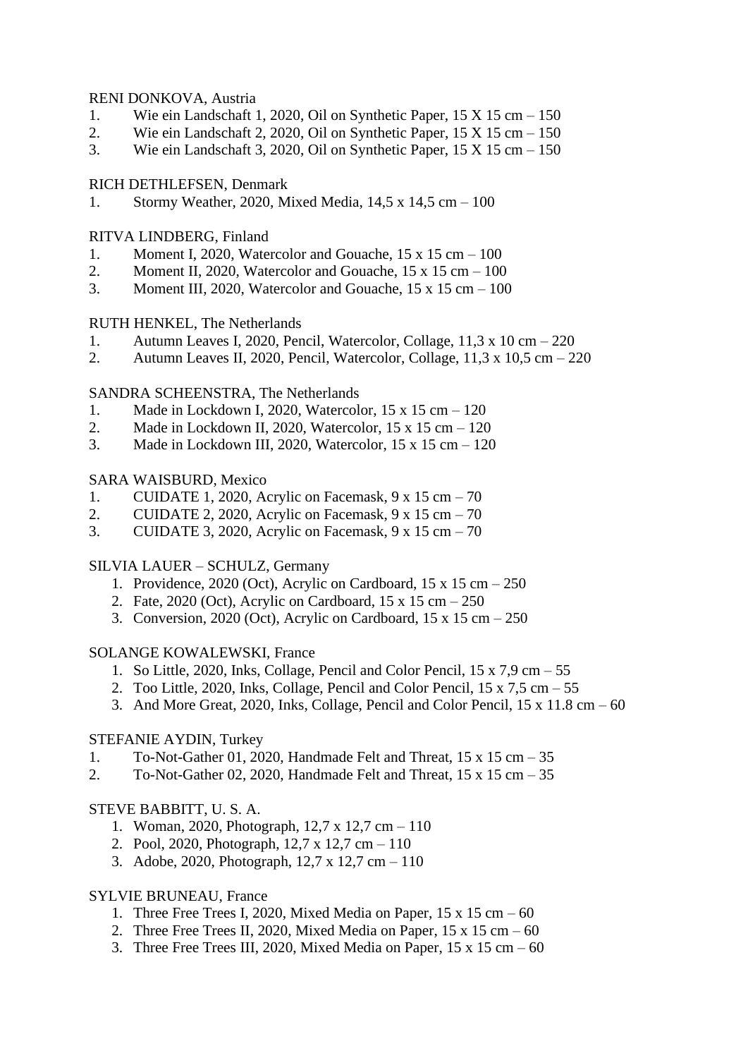RENI DONKOVA, Austria

1. Wie ein Landschaft 1, 2020, Oil on Synthetic Paper, 15 X 15 cm – 150
2. Wie ein Landschaft 2, 2020, Oil on Synthetic Paper, 15 X 15 cm – 150
3. Wie ein Landschaft 3, 2020, Oil on Synthetic Paper, 15 X 15 cm – 150

RICH DETHLEFSEN, Denmark

1. Stormy Weather, 2020, Mixed Media, 14,5 x 14,5 cm – 100

RITVA LINDBERG, Finland

1. Moment I, 2020, Watercolor and Gouache, 15 x 15 cm – 100
2. Moment II, 2020, Watercolor and Gouache, 15 x 15 cm – 100
3. Moment III, 2020, Watercolor and Gouache, 15 x 15 cm – 100

RUTH HENKEL, The Netherlands

1. Autumn Leaves I, 2020, Pencil, Watercolor, Collage, 11,3 x 10 cm – 220
2. Autumn Leaves II, 2020, Pencil, Watercolor, Collage, 11,3 x 10,5 cm – 220

SANDRA SCHEENSTRA, The Netherlands

1. Made in Lockdown I, 2020, Watercolor, 15 x 15 cm – 120
2. Made in Lockdown II, 2020, Watercolor, 15 x 15 cm – 120
3. Made in Lockdown III, 2020, Watercolor, 15 x 15 cm – 120

SARA WAISBURD, Mexico

1. CUIDATE 1, 2020, Acrylic on Facemask, 9 x 15 cm – 70
2. CUIDATE 2, 2020, Acrylic on Facemask, 9 x 15 cm – 70
3. CUIDATE 3, 2020, Acrylic on Facemask, 9 x 15 cm – 70

SILVIA LAUER – SCHULZ, Germany

1. Providence, 2020 (Oct), Acrylic on Cardboard, 15 x 15 cm – 250
2. Fate, 2020 (Oct), Acrylic on Cardboard, 15 x 15 cm – 250
3. Conversion, 2020 (Oct), Acrylic on Cardboard, 15 x 15 cm – 250

SOLANGE KOWALEWSKI, France

1. So Little, 2020, Inks, Collage, Pencil and Color Pencil, 15 x 7,9 cm – 55
2. Too Little, 2020, Inks, Collage, Pencil and Color Pencil, 15 x 7,5 cm – 55
3. And More Great, 2020, Inks, Collage, Pencil and Color Pencil, 15 x 11.8 cm – 60

STEFANIE AYDIN, Turkey

1. To-Not-Gather 01, 2020, Handmade Felt and Threat, 15 x 15 cm – 35
2. To-Not-Gather 02, 2020, Handmade Felt and Threat, 15 x 15 cm – 35

STEVE BABBITT, U. S. A.

1. Woman, 2020, Photograph, 12,7 x 12,7 cm – 110
2. Pool, 2020, Photograph, 12,7 x 12,7 cm – 110
3. Adobe, 2020, Photograph, 12,7 x 12,7 cm – 110

SYLVIE BRUNEAU, France

1. Three Free Trees I, 2020, Mixed Media on Paper, 15 x 15 cm – 60
2. Three Free Trees II, 2020, Mixed Media on Paper, 15 x 15 cm – 60
3. Three Free Trees III, 2020, Mixed Media on Paper, 15 x 15 cm – 60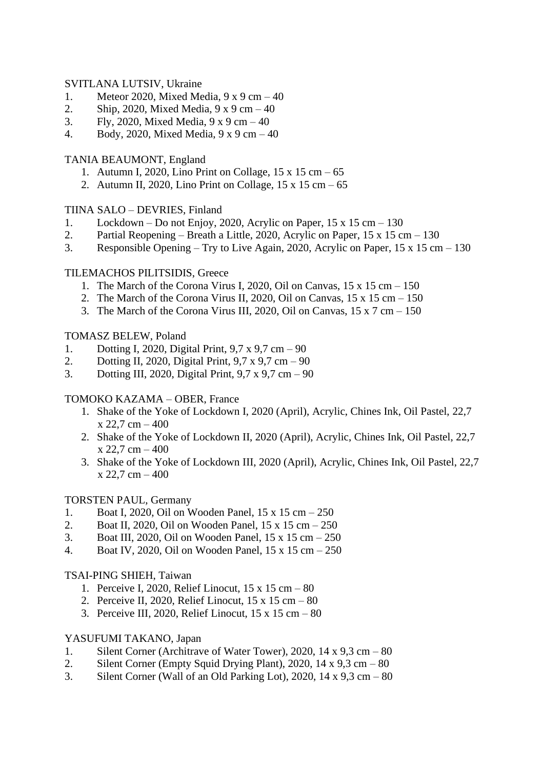SVITLANA LUTSIV, Ukraine

1. Meteor 2020, Mixed Media, 9 x 9 cm – 40
2. Ship, 2020, Mixed Media, 9 x 9 cm – 40
3. Fly, 2020, Mixed Media, 9 x 9 cm – 40
4. Body, 2020, Mixed Media, 9 x 9 cm – 40

TANIA BEAUMONT, England

1. Autumn I, 2020, Lino Print on Collage, 15 x 15 cm – 65
2. Autumn II, 2020, Lino Print on Collage, 15 x 15 cm – 65

TIINA SALO – DEVRIES, Finland

1. Lockdown – Do not Enjoy, 2020, Acrylic on Paper, 15 x 15 cm – 130
2. Partial Reopening – Breath a Little, 2020, Acrylic on Paper, 15 x 15 cm – 130
3. Responsible Opening – Try to Live Again, 2020, Acrylic on Paper, 15 x 15 cm – 130

TILEMACHOS PILITSIDIS, Greece

1. The March of the Corona Virus I, 2020, Oil on Canvas, 15 x 15 cm – 150
2. The March of the Corona Virus II, 2020, Oil on Canvas, 15 x 15 cm – 150
3. The March of the Corona Virus III, 2020, Oil on Canvas, 15 x 7 cm – 150

TOMASZ BELEW, Poland

1. Dotting I, 2020, Digital Print, 9,7 x 9,7 cm – 90
2. Dotting II, 2020, Digital Print, 9,7 x 9,7 cm – 90
3. Dotting III, 2020, Digital Print, 9,7 x 9,7 cm – 90

TOMOKO KAZAMA – OBER, France

1. Shake of the Yoke of Lockdown I, 2020 (April), Acrylic, Chines Ink, Oil Pastel, 22,7 x 22,7 cm – 400
2. Shake of the Yoke of Lockdown II, 2020 (April), Acrylic, Chines Ink, Oil Pastel, 22,7 x 22,7 cm – 400
3. Shake of the Yoke of Lockdown III, 2020 (April), Acrylic, Chines Ink, Oil Pastel, 22,7 x 22,7 cm – 400

TORSTEN PAUL, Germany

1. Boat I, 2020, Oil on Wooden Panel, 15 x 15 cm – 250
2. Boat II, 2020, Oil on Wooden Panel, 15 x 15 cm – 250
3. Boat III, 2020, Oil on Wooden Panel, 15 x 15 cm – 250
4. Boat IV, 2020, Oil on Wooden Panel, 15 x 15 cm – 250

TSAI-PING SHIEH, Taiwan

1. Perceive I, 2020, Relief Linocut, 15 x 15 cm – 80
2. Perceive II, 2020, Relief Linocut, 15 x 15 cm – 80
3. Perceive III, 2020, Relief Linocut, 15 x 15 cm – 80

YASUFUMI TAKANO, Japan

1. Silent Corner (Architrave of Water Tower), 2020, 14 x 9,3 cm – 80
2. Silent Corner (Empty Squid Drying Plant), 2020, 14 x 9,3 cm – 80
3. Silent Corner (Wall of an Old Parking Lot), 2020, 14 x 9,3 cm – 80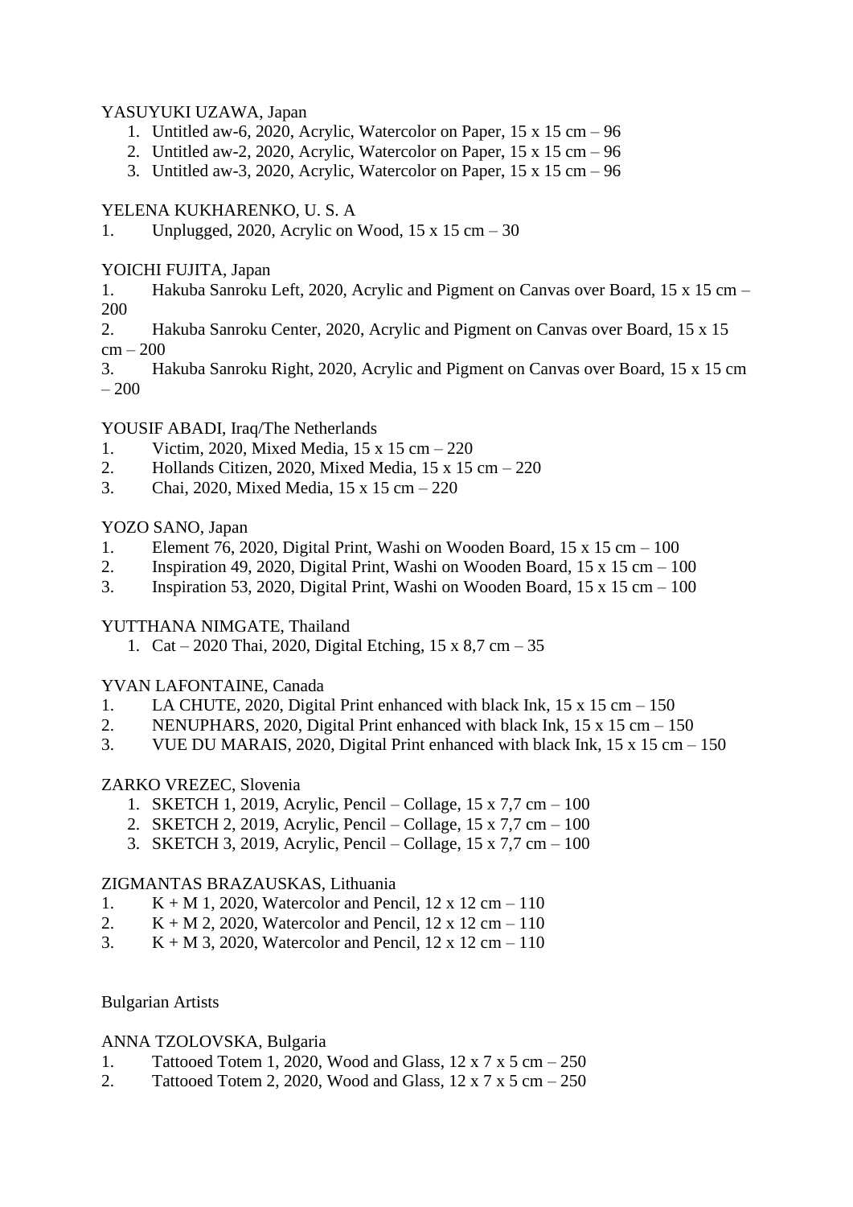YASUYUKI UZAWA, Japan

1. Untitled aw-6, 2020, Acrylic, Watercolor on Paper, 15 x 15 cm – 96
2. Untitled aw-2, 2020, Acrylic, Watercolor on Paper, 15 x 15 cm – 96
3. Untitled aw-3, 2020, Acrylic, Watercolor on Paper, 15 x 15 cm – 96

YELENA KUKHARENKO, U. S. A

1. Unplugged, 2020, Acrylic on Wood, 15 x 15 cm – 30

YOICHI FUJITA, Japan

1. Hakuba Sanroku Left, 2020, Acrylic and Pigment on Canvas over Board, 15 x 15 cm – 200
2. Hakuba Sanroku Center, 2020, Acrylic and Pigment on Canvas over Board, 15 x 15 cm – 200
3. Hakuba Sanroku Right, 2020, Acrylic and Pigment on Canvas over Board, 15 x 15 cm – 200

YOUSIF ABADI, Iraq/The Netherlands

1. Victim, 2020, Mixed Media, 15 x 15 cm – 220
2. Hollands Citizen, 2020, Mixed Media, 15 x 15 cm – 220
3. Chai, 2020, Mixed Media, 15 x 15 cm – 220

YOZO SANO, Japan

1. Element 76, 2020, Digital Print, Washi on Wooden Board, 15 x 15 cm – 100
2. Inspiration 49, 2020, Digital Print, Washi on Wooden Board, 15 x 15 cm – 100
3. Inspiration 53, 2020, Digital Print, Washi on Wooden Board, 15 x 15 cm – 100

YUTTHANA NIMGATE, Thailand

1. Cat – 2020 Thai, 2020, Digital Etching, 15 x 8,7 cm – 35

YVAN LAFONTAINE, Canada

1. LA CHUTE, 2020, Digital Print enhanced with black Ink, 15 x 15 cm – 150
2. NENUPHARS, 2020, Digital Print enhanced with black Ink, 15 x 15 cm – 150
3. VUE DU MARAIS, 2020, Digital Print enhanced with black Ink, 15 x 15 cm – 150

ZARKO VREZEC, Slovenia

1. SKETCH 1, 2019, Acrylic, Pencil – Collage, 15 x 7,7 cm – 100
2. SKETCH 2, 2019, Acrylic, Pencil – Collage, 15 x 7,7 cm – 100
3. SKETCH 3, 2019, Acrylic, Pencil – Collage, 15 x 7,7 cm – 100

ZIGMANTAS BRAZAUSKAS, Lithuania

1. K + M 1, 2020, Watercolor and Pencil, 12 x 12 cm – 110
2. K + M 2, 2020, Watercolor and Pencil, 12 x 12 cm – 110
3. K + M 3, 2020, Watercolor and Pencil, 12 x 12 cm – 110

Bulgarian Artists

ANNA TZOLOVSKA, Bulgaria

1. Tattooed Totem 1, 2020, Wood and Glass, 12 x 7 x 5 cm – 250
2. Tattooed Totem 2, 2020, Wood and Glass, 12 x 7 x 5 cm – 250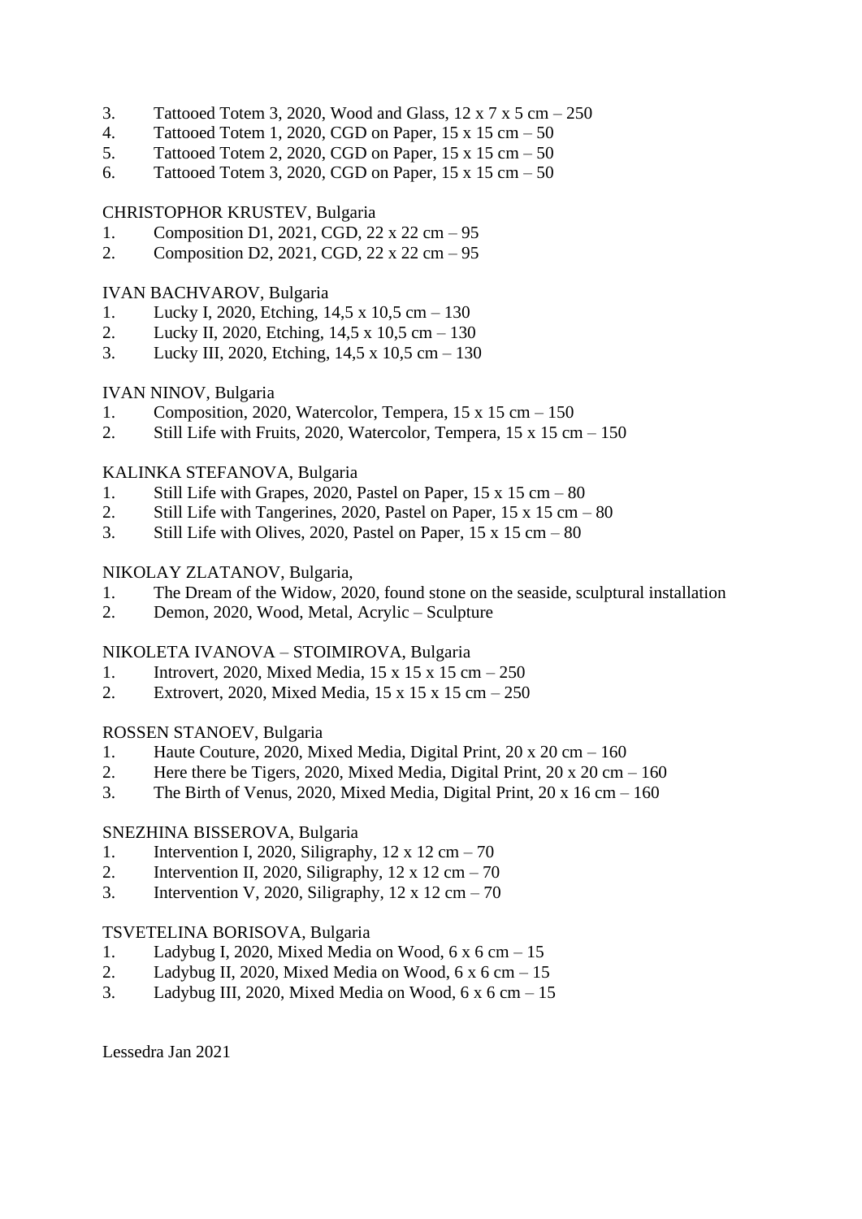3. Tattooed Totem 3, 2020, Wood and Glass, 12 x 7 x 5 cm – 250
4. Tattooed Totem 1, 2020, CGD on Paper, 15 x 15 cm – 50
5. Tattooed Totem 2, 2020, CGD on Paper, 15 x 15 cm – 50
6. Tattooed Totem 3, 2020, CGD on Paper, 15 x 15 cm – 50

CHRISTOPHOR KRUSTEV, Bulgaria

1. Composition D1, 2021, CGD, 22 x 22 cm – 95
2. Composition D2, 2021, CGD, 22 x 22 cm – 95

IVAN BACHVAROV, Bulgaria

1. Lucky I, 2020, Etching, 14,5 x 10,5 cm – 130
2. Lucky II, 2020, Etching, 14,5 x 10,5 cm – 130
3. Lucky III, 2020, Etching, 14,5 x 10,5 cm – 130

IVAN NINOV, Bulgaria

1. Composition, 2020, Watercolor, Tempera, 15 x 15 cm – 150
2. Still Life with Fruits, 2020, Watercolor, Tempera, 15 x 15 cm – 150

KALINKA STEFANOVA, Bulgaria

1. Still Life with Grapes, 2020, Pastel on Paper, 15 x 15 cm – 80
2. Still Life with Tangerines, 2020, Pastel on Paper, 15 x 15 cm – 80
3. Still Life with Olives, 2020, Pastel on Paper, 15 x 15 cm – 80

NIKOLAY ZLATANOV, Bulgaria,

1. The Dream of the Widow, 2020, found stone on the seaside, sculptural installation
2. Demon, 2020, Wood, Metal, Acrylic – Sculpture

NIKOLETA IVANOVA – STOIMIROVA, Bulgaria

1. Introvert, 2020, Mixed Media, 15 x 15 x 15 cm – 250
2. Extrovert, 2020, Mixed Media, 15 x 15 x 15 cm – 250

ROSSEN STANOEV, Bulgaria

1. Haute Couture, 2020, Mixed Media, Digital Print, 20 x 20 cm – 160
2. Here there be Tigers, 2020, Mixed Media, Digital Print, 20 x 20 cm – 160
3. The Birth of Venus, 2020, Mixed Media, Digital Print, 20 x 16 cm – 160

SNEZHINA BISSEROVA, Bulgaria

1. Intervention I, 2020, Siligraphy, 12 x 12 cm – 70
2. Intervention II, 2020, Siligraphy, 12 x 12 cm – 70
3. Intervention V, 2020, Siligraphy, 12 x 12 cm – 70

TSVETELINA BORISOVA, Bulgaria

1. Ladybug I, 2020, Mixed Media on Wood, 6 x 6 cm – 15
2. Ladybug II, 2020, Mixed Media on Wood, 6 x 6 cm – 15
3. Ladybug III, 2020, Mixed Media on Wood, 6 x 6 cm – 15

Lessedra Jan 2021